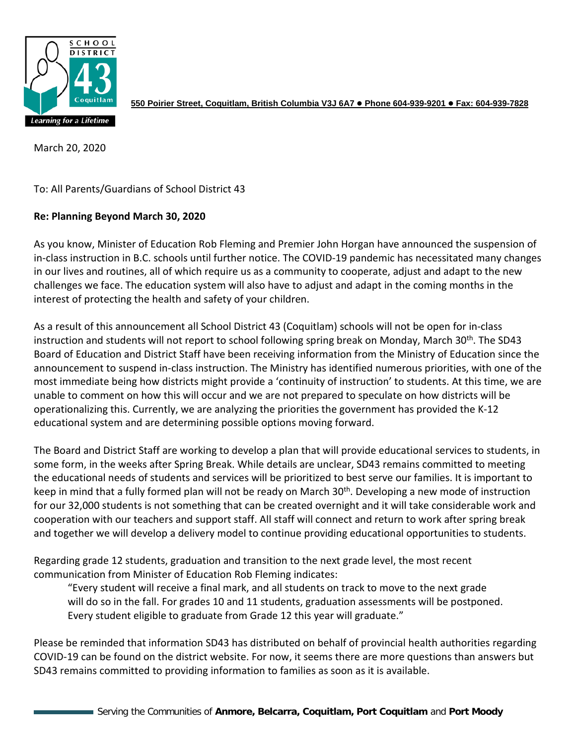550 Poirier Street, Coquitlam, British Columbia V3J 6A7 ● Phone 604-939-9201 ● Fax: 604-939-7828

March 20, 2020

To: All Parents/Guardians of School District 43

**Re: Planning Beyond March 30, 2020**

As you know, Minister of Education Rob Fleming and Premier John Horgan have announced the suspension of in-class instruction in B.C. schools until further notice. The COVID-19 pandemic has necessitated many changes in our lives and routines, all of which require us as a community to cooperate, adjust and adapt to the new challenges we face. The education system will also have to adjust and adapt in the coming months in the interest of protecting the health and safety of your children.

As a result of this announcement all School District 43 (Coquitlam) schools will not be open for in-class instruction and students will not report to school following spring break on Monday, March 30th. The SD43 Board of Education and District Staff have been receiving information from the Ministry of Education since the announcement to suspend in-class instruction. The Ministry has identified numerous priorities, with one of the most immediate being how districts might provide a 'continuity of instruction' to students. At this time, we are unable to comment on how this will occur and we are not prepared to speculate on how districts will be operationalizing this. Currently, we are analyzing the priorities the government has provided the K-12 educational system and are determining possible options moving forward.

The Board and District Staff are working to develop a plan that will provide educational services to students, in some form, in the weeks after Spring Break. While details are unclear, SD43 remains committed to meeting the educational needs of students and services will be prioritized to best serve our families. It is important to keep in mind that a fully formed plan will not be ready on March 30th. Developing a new mode of instruction for our 32,000 students is not something that can be created overnight and it will take considerable work and cooperation with our teachers and support staff. All staff will connect and return to work after spring break and together we will develop a delivery model to continue providing educational opportunities to students.

Regarding grade 12 students, graduation and transition to the next grade level, the most recent communication from Minister of Education Rob Fleming indicates:

> "Every student will receive a final mark, and all students on track to move to the next grade will do so in the fall. For grades 10 and 11 students, graduation assessments will be postponed. Every student eligible to graduate from Grade 12 this year will graduate."

Please be reminded that information SD43 has distributed on behalf of provincial health authorities regarding COVID-19 can be found on the district website. For now, it seems there are more questions than answers but SD43 remains committed to providing information to families as soon as it is available.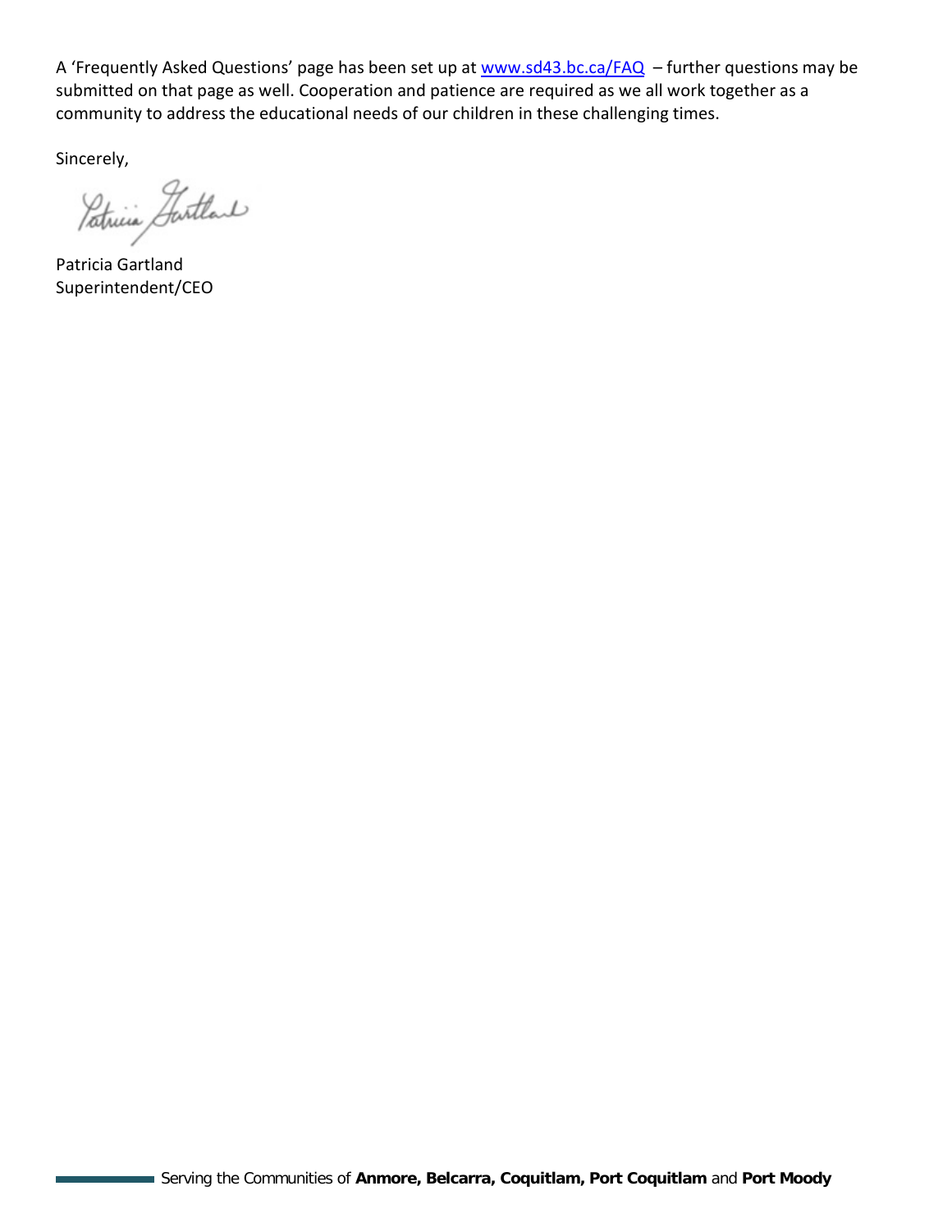A 'Frequently Asked Questions' page has been set up at [www.sd43.bc.ca/FAQ](www.sd43.bc.ca/FAQ) – further questions may be submitted on that page as well. Cooperation and patience are required as we all work together as a community to address the educational needs of our children in these challenging times.

Sincerely,

Patricia Gartland
Superintendent/CEO

Serving the Communities of **Anmore, Belcarra, Coquitlam, Port Coquitlam** and **Port Moody**